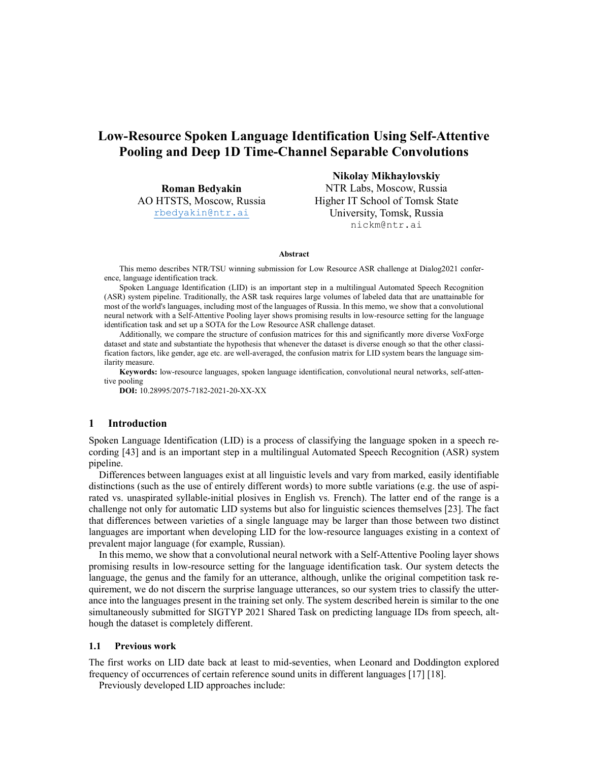# Low-Resource Spoken Language Identification Using Self-Attentive Pooling and Deep 1D Time-Channel Separable Convolutions

**Roman Bedyakin**
AO HTSTS, Moscow, Russia
rbedyakin@ntr.ai

**Nikolay Mikhaylovskiy**
NTR Labs, Moscow, Russia
Higher IT School of Tomsk State University, Tomsk, Russia
nickm@ntr.ai

**Abstract**

This memo describes NTR/TSU winning submission for Low Resource ASR challenge at Dialog2021 conference, language identification track.

Spoken Language Identification (LID) is an important step in a multilingual Automated Speech Recognition (ASR) system pipeline. Traditionally, the ASR task requires large volumes of labeled data that are unattainable for most of the world's languages, including most of the languages of Russia. In this memo, we show that a convolutional neural network with a Self-Attentive Pooling layer shows promising results in low-resource setting for the language identification task and set up a SOTA for the Low Resource ASR challenge dataset.

Additionally, we compare the structure of confusion matrices for this and significantly more diverse VoxForge dataset and state and substantiate the hypothesis that whenever the dataset is diverse enough so that the other classification factors, like gender, age etc. are well-averaged, the confusion matrix for LID system bears the language similarity measure.

**Keywords:** low-resource languages, spoken language identification, convolutional neural networks, self-attentive pooling

**DOI:** 10.28995/2075-7182-2021-20-XX-XX

## 1 Introduction

Spoken Language Identification (LID) is a process of classifying the language spoken in a speech recording [43] and is an important step in a multilingual Automated Speech Recognition (ASR) system pipeline.

Differences between languages exist at all linguistic levels and vary from marked, easily identifiable distinctions (such as the use of entirely different words) to more subtle variations (e.g. the use of aspirated vs. unaspirated syllable-initial plosives in English vs. French). The latter end of the range is a challenge not only for automatic LID systems but also for linguistic sciences themselves [23]. The fact that differences between varieties of a single language may be larger than those between two distinct languages are important when developing LID for the low-resource languages existing in a context of prevalent major language (for example, Russian).

In this memo, we show that a convolutional neural network with a Self-Attentive Pooling layer shows promising results in low-resource setting for the language identification task. Our system detects the language, the genus and the family for an utterance, although, unlike the original competition task requirement, we do not discern the surprise language utterances, so our system tries to classify the utterance into the languages present in the training set only. The system described herein is similar to the one simultaneously submitted for SIGTYP 2021 Shared Task on predicting language IDs from speech, although the dataset is completely different.

### 1.1 Previous work

The first works on LID date back at least to mid-seventies, when Leonard and Doddington explored frequency of occurrences of certain reference sound units in different languages [17] [18].

Previously developed LID approaches include: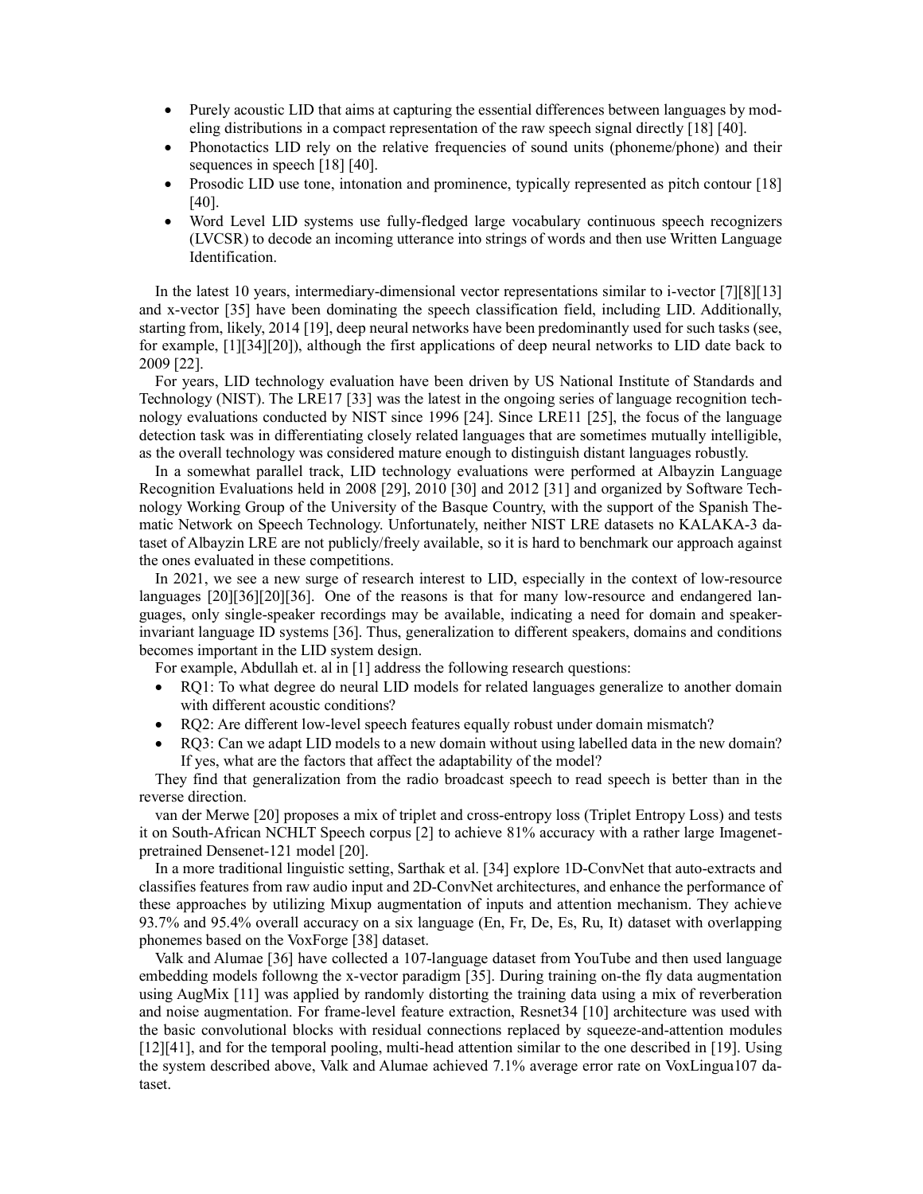- Purely acoustic LID that aims at capturing the essential differences between languages by modeling distributions in a compact representation of the raw speech signal directly [18] [40].
- Phonotactics LID rely on the relative frequencies of sound units (phoneme/phone) and their sequences in speech [18] [40].
- Prosodic LID use tone, intonation and prominence, typically represented as pitch contour [18] [40].
- Word Level LID systems use fully-fledged large vocabulary continuous speech recognizers (LVCSR) to decode an incoming utterance into strings of words and then use Written Language Identification.

In the latest 10 years, intermediary-dimensional vector representations similar to i-vector [7][8][13] and x-vector [35] have been dominating the speech classification field, including LID. Additionally, starting from, likely, 2014 [19], deep neural networks have been predominantly used for such tasks (see, for example, [1][34][20]), although the first applications of deep neural networks to LID date back to 2009 [22].

For years, LID technology evaluation have been driven by US National Institute of Standards and Technology (NIST). The LRE17 [33] was the latest in the ongoing series of language recognition technology evaluations conducted by NIST since 1996 [24]. Since LRE11 [25], the focus of the language detection task was in differentiating closely related languages that are sometimes mutually intelligible, as the overall technology was considered mature enough to distinguish distant languages robustly.

In a somewhat parallel track, LID technology evaluations were performed at Albayzin Language Recognition Evaluations held in 2008 [29], 2010 [30] and 2012 [31] and organized by Software Technology Working Group of the University of the Basque Country, with the support of the Spanish Thematic Network on Speech Technology. Unfortunately, neither NIST LRE datasets no KALAKA-3 dataset of Albayzin LRE are not publicly/freely available, so it is hard to benchmark our approach against the ones evaluated in these competitions.

In 2021, we see a new surge of research interest to LID, especially in the context of low-resource languages [20][36][20][36]. One of the reasons is that for many low-resource and endangered languages, only single-speaker recordings may be available, indicating a need for domain and speaker-invariant language ID systems [36]. Thus, generalization to different speakers, domains and conditions becomes important in the LID system design.

For example, Abdullah et. al in [1] address the following research questions:

- RQ1: To what degree do neural LID models for related languages generalize to another domain with different acoustic conditions?
- RQ2: Are different low-level speech features equally robust under domain mismatch?
- RQ3: Can we adapt LID models to a new domain without using labelled data in the new domain? If yes, what are the factors that affect the adaptability of the model?

They find that generalization from the radio broadcast speech to read speech is better than in the reverse direction.

van der Merwe [20] proposes a mix of triplet and cross-entropy loss (Triplet Entropy Loss) and tests it on South-African NCHLT Speech corpus [2] to achieve 81% accuracy with a rather large Imagenet-pretrained Densenet-121 model [20].

In a more traditional linguistic setting, Sarthak et al. [34] explore 1D-ConvNet that auto-extracts and classifies features from raw audio input and 2D-ConvNet architectures, and enhance the performance of these approaches by utilizing Mixup augmentation of inputs and attention mechanism. They achieve 93.7% and 95.4% overall accuracy on a six language (En, Fr, De, Es, Ru, It) dataset with overlapping phonemes based on the VoxForge [38] dataset.

Valk and Alumae [36] have collected a 107-language dataset from YouTube and then used language embedding models followng the x-vector paradigm [35]. During training on-the fly data augmentation using AugMix [11] was applied by randomly distorting the training data using a mix of reverberation and noise augmentation. For frame-level feature extraction, Resnet34 [10] architecture was used with the basic convolutional blocks with residual connections replaced by squeeze-and-attention modules [12][41], and for the temporal pooling, multi-head attention similar to the one described in [19]. Using the system described above, Valk and Alumae achieved 7.1% average error rate on VoxLingua107 dataset.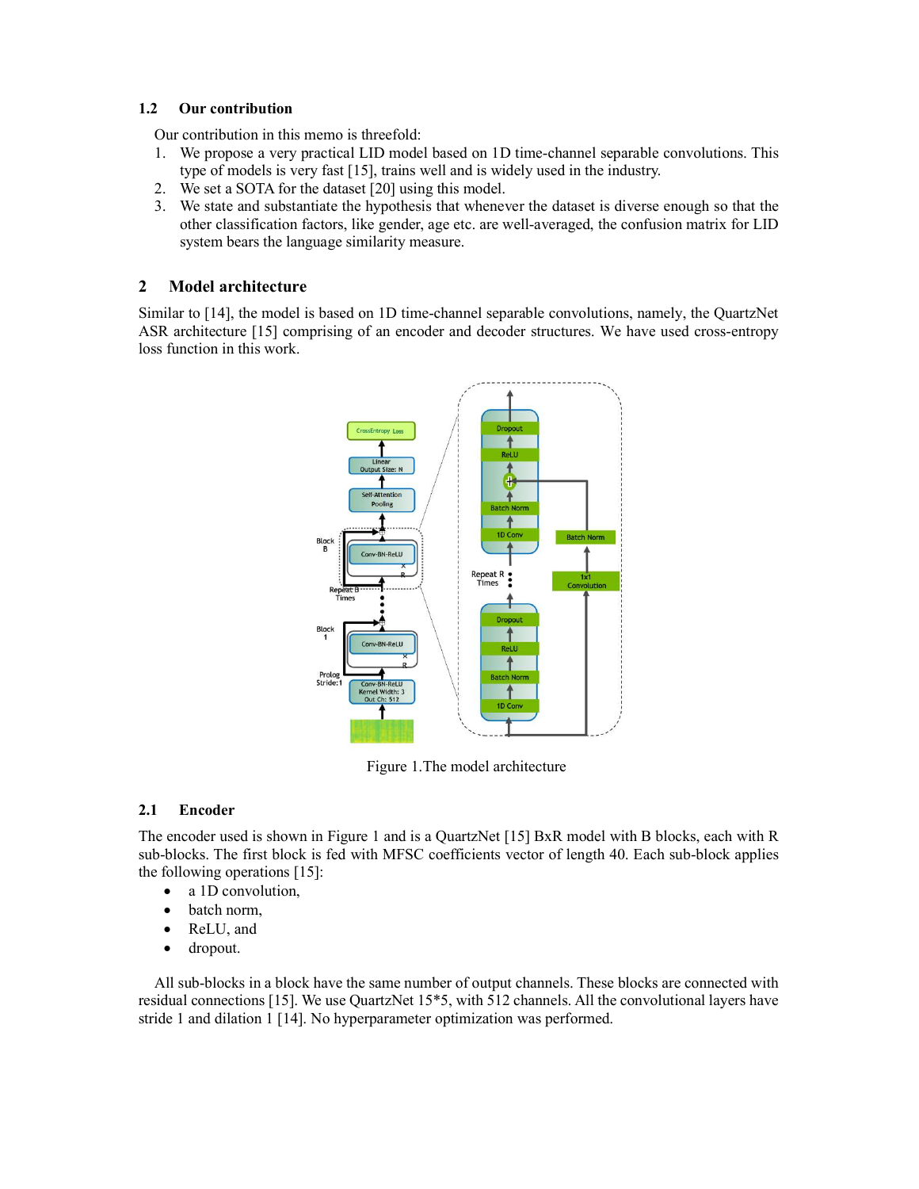### 1.2 Our contribution

Our contribution in this memo is threefold:

1. We propose a very practical LID model based on 1D time-channel separable convolutions. This type of models is very fast [15], trains well and is widely used in the industry.
2. We set a SOTA for the dataset [20] using this model.
3. We state and substantiate the hypothesis that whenever the dataset is diverse enough so that the other classification factors, like gender, age etc. are well-averaged, the confusion matrix for LID system bears the language similarity measure.

## 2 Model architecture

Similar to [14], the model is based on 1D time-channel separable convolutions, namely, the QuartzNet ASR architecture [15] comprising of an encoder and decoder structures. We have used cross-entropy loss function in this work.

Figure 1.The model architecture

### 2.1 Encoder

The encoder used is shown in Figure 1 and is a QuartzNet [15] BxR model with B blocks, each with R sub-blocks. The first block is fed with MFSC coefficients vector of length 40. Each sub-block applies the following operations [15]:

- a 1D convolution,
- batch norm,
- ReLU, and
- dropout.

All sub-blocks in a block have the same number of output channels. These blocks are connected with residual connections [15]. We use QuartzNet 15*5, with 512 channels. All the convolutional layers have stride 1 and dilation 1 [14]. No hyperparameter optimization was performed.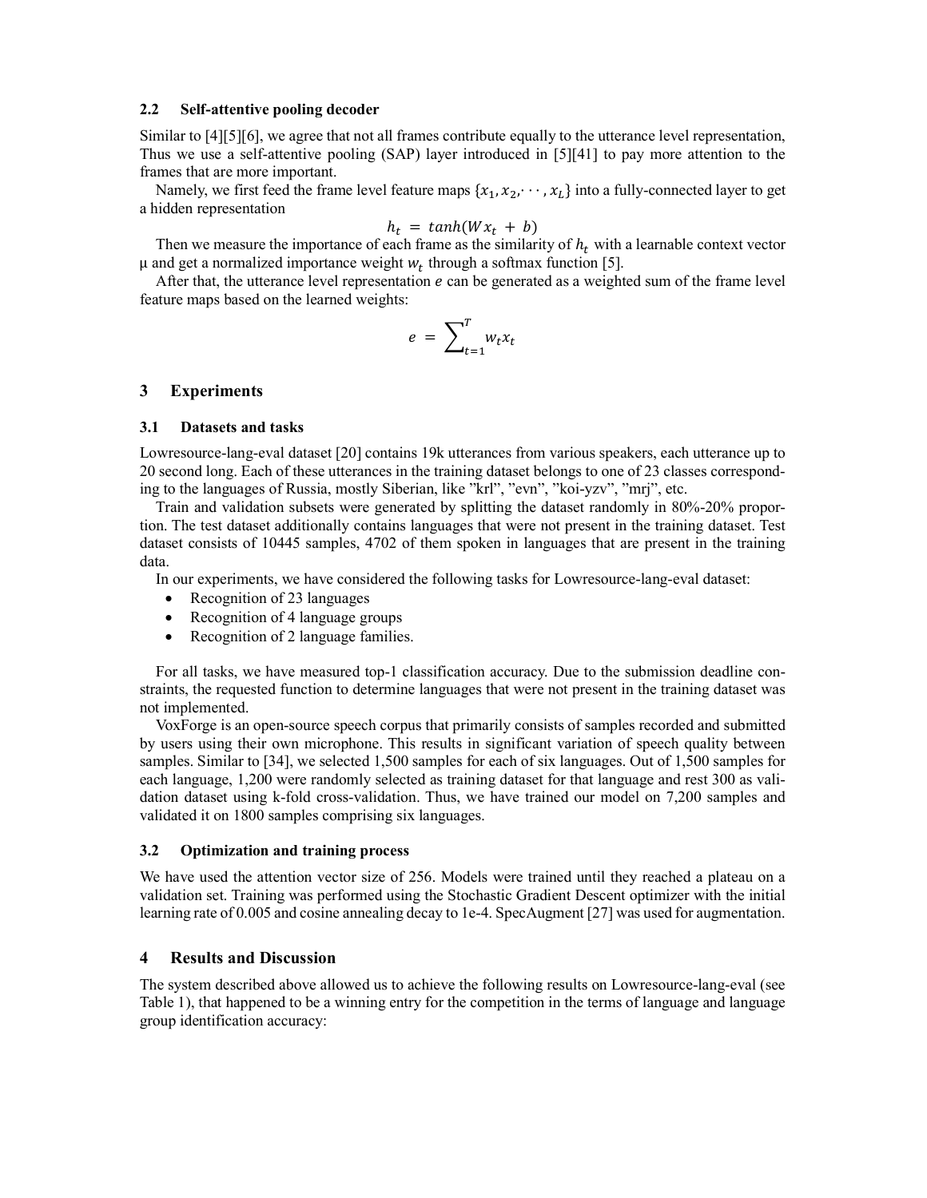### 2.2 Self-attentive pooling decoder

Similar to [4][5][6], we agree that not all frames contribute equally to the utterance level representation, Thus we use a self-attentive pooling (SAP) layer introduced in [5][41] to pay more attention to the frames that are more important.

Namely, we first feed the frame level feature maps $\{x_1, x_2, \cdots, x_L\}$ into a fully-connected layer to get a hidden representation

$$h_t = tanh(Wx_t + b)$$

Then we measure the importance of each frame as the similarity of $h_t$ with a learnable context vector μ and get a normalized importance weight $w_t$ through a softmax function [5].

After that, the utterance level representation $e$ can be generated as a weighted sum of the frame level feature maps based on the learned weights:

$$e = \sum_{t=1}^{T} w_t x_t$$

## 3 Experiments

### 3.1 Datasets and tasks

Lowresource-lang-eval dataset [20] contains 19k utterances from various speakers, each utterance up to 20 second long. Each of these utterances in the training dataset belongs to one of 23 classes corresponding to the languages of Russia, mostly Siberian, like "krl", "evn", "koi-yzv", "mrj", etc.

Train and validation subsets were generated by splitting the dataset randomly in 80%-20% proportion. The test dataset additionally contains languages that were not present in the training dataset. Test dataset consists of 10445 samples, 4702 of them spoken in languages that are present in the training data.

In our experiments, we have considered the following tasks for Lowresource-lang-eval dataset:

- Recognition of 23 languages
- Recognition of 4 language groups
- Recognition of 2 language families.

For all tasks, we have measured top-1 classification accuracy. Due to the submission deadline constraints, the requested function to determine languages that were not present in the training dataset was not implemented.

VoxForge is an open-source speech corpus that primarily consists of samples recorded and submitted by users using their own microphone. This results in significant variation of speech quality between samples. Similar to [34], we selected 1,500 samples for each of six languages. Out of 1,500 samples for each language, 1,200 were randomly selected as training dataset for that language and rest 300 as validation dataset using k-fold cross-validation. Thus, we have trained our model on 7,200 samples and validated it on 1800 samples comprising six languages.

### 3.2 Optimization and training process

We have used the attention vector size of 256. Models were trained until they reached a plateau on a validation set. Training was performed using the Stochastic Gradient Descent optimizer with the initial learning rate of 0.005 and cosine annealing decay to 1e-4. SpecAugment [27] was used for augmentation.

## 4 Results and Discussion

The system described above allowed us to achieve the following results on Lowresource-lang-eval (see Table 1), that happened to be a winning entry for the competition in the terms of language and language group identification accuracy: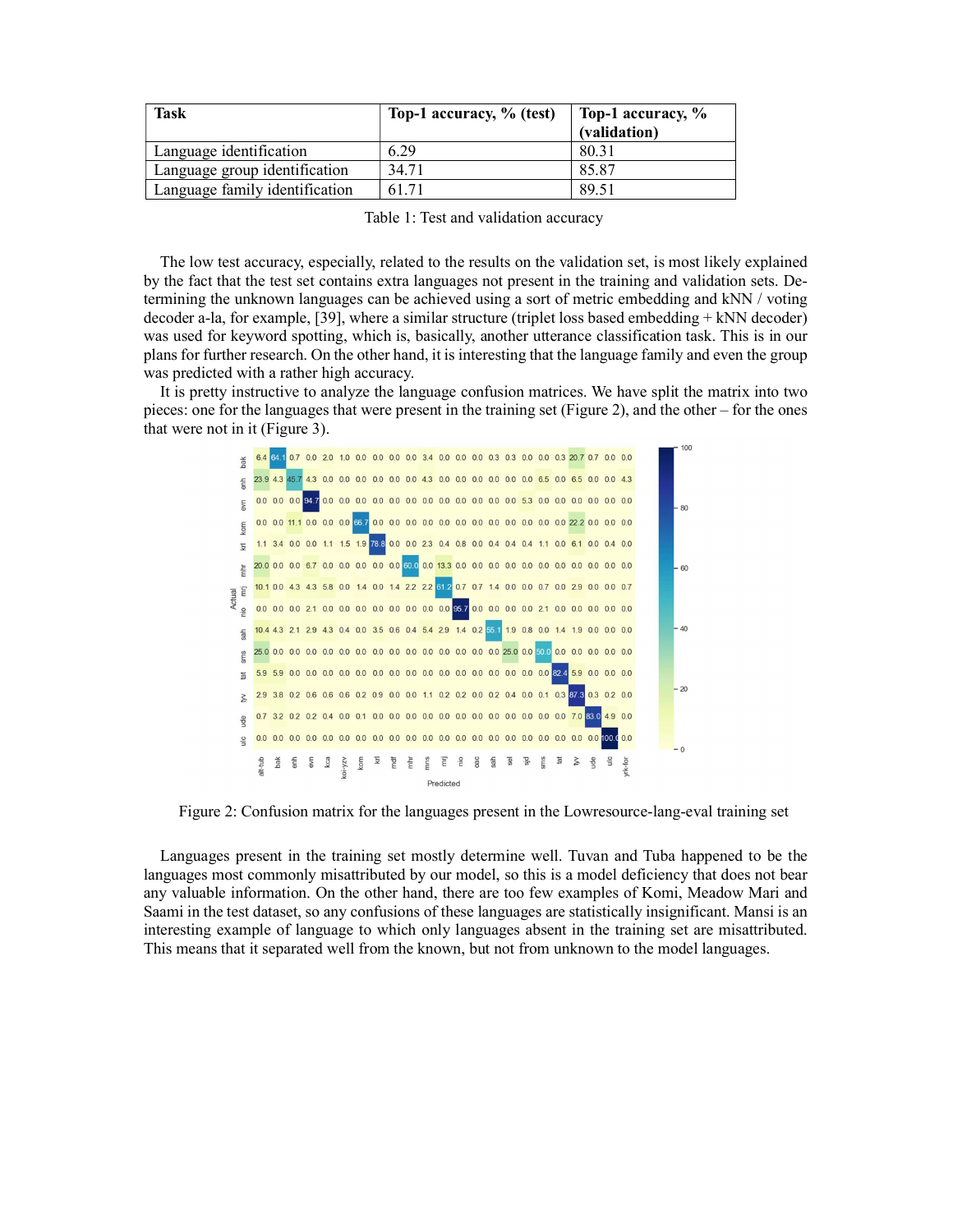| Task | Top-1 accuracy, % (test) | Top-1 accuracy, % (validation) |
|---|---|---|
| Language identification | 6.29 | 80.31 |
| Language group identification | 34.71 | 85.87 |
| Language family identification | 61.71 | 89.51 |

Table 1: Test and validation accuracy

The low test accuracy, especially, related to the results on the validation set, is most likely explained by the fact that the test set contains extra languages not present in the training and validation sets. Determining the unknown languages can be achieved using a sort of metric embedding and kNN / voting decoder a-la, for example, [39], where a similar structure (triplet loss based embedding + kNN decoder) was used for keyword spotting, which is, basically, another utterance classification task. This is in our plans for further research. On the other hand, it is interesting that the language family and even the group was predicted with a rather high accuracy.

It is pretty instructive to analyze the language confusion matrices. We have split the matrix into two pieces: one for the languages that were present in the training set (Figure 2), and the other – for the ones that were not in it (Figure 3).

Figure 2: Confusion matrix for the languages present in the Lowresource-lang-eval training set

Languages present in the training set mostly determine well. Tuvan and Tuba happened to be the languages most commonly misattributed by our model, so this is a model deficiency that does not bear any valuable information. On the other hand, there are too few examples of Komi, Meadow Mari and Saami in the test dataset, so any confusions of these languages are statistically insignificant. Mansi is an interesting example of language to which only languages absent in the training set are misattributed. This means that it separated well from the known, but not from unknown to the model languages.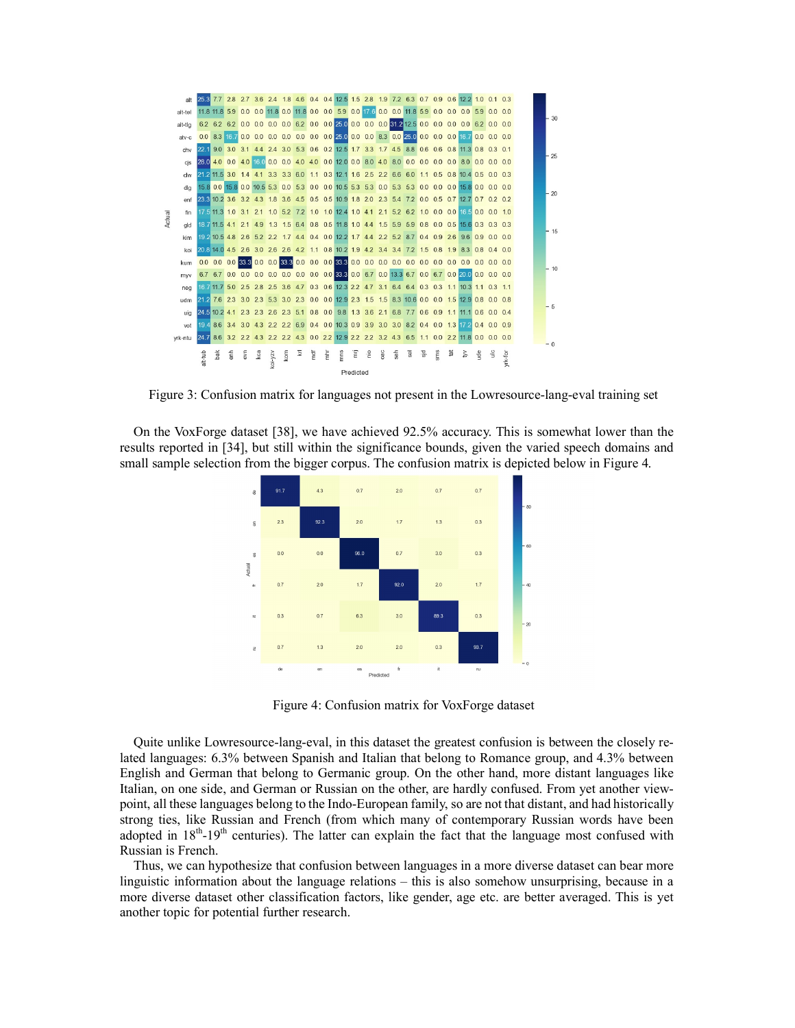Figure 3: Confusion matrix for languages not present in the Lowresource-lang-eval training set

On the VoxForge dataset [38], we have achieved 92.5% accuracy. This is somewhat lower than the results reported in [34], but still within the significance bounds, given the varied speech domains and small sample selection from the bigger corpus. The confusion matrix is depicted below in Figure 4.

Figure 4: Confusion matrix for VoxForge dataset

Quite unlike Lowresource-lang-eval, in this dataset the greatest confusion is between the closely related languages: 6.3% between Spanish and Italian that belong to Romance group, and 4.3% between English and German that belong to Germanic group. On the other hand, more distant languages like Italian, on one side, and German or Russian on the other, are hardly confused. From yet another viewpoint, all these languages belong to the Indo-European family, so are not that distant, and had historically strong ties, like Russian and French (from which many of contemporary Russian words have been adopted in 18th-19th centuries). The latter can explain the fact that the language most confused with Russian is French.

Thus, we can hypothesize that confusion between languages in a more diverse dataset can bear more linguistic information about the language relations – this is also somehow unsurprising, because in a more diverse dataset other classification factors, like gender, age etc. are better averaged. This is yet another topic for potential further research.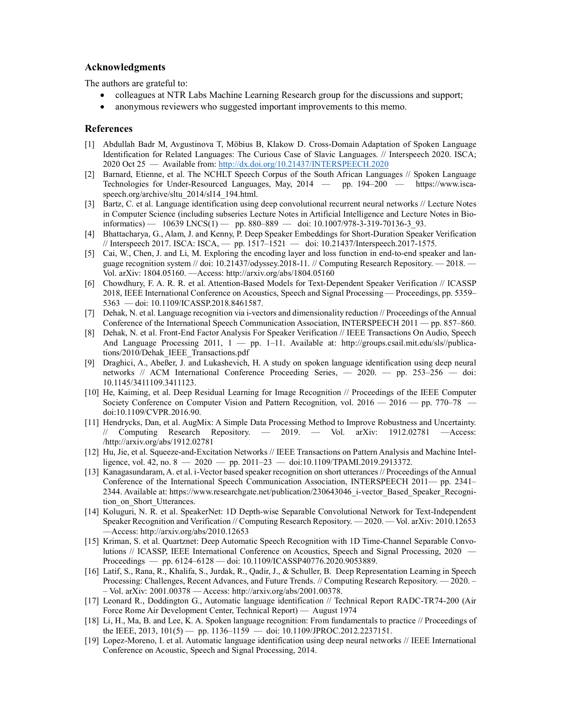## Acknowledgments

The authors are grateful to:

- colleagues at NTR Labs Machine Learning Research group for the discussions and support;
- anonymous reviewers who suggested important improvements to this memo.

## References

[1] Abdullah Badr M, Avgustinova T, Möbius B, Klakow D. Cross-Domain Adaptation of Spoken Language Identification for Related Languages: The Curious Case of Slavic Languages. // Interspeech 2020. ISCA; 2020 Oct 25 — Available from: http://dx.doi.org/10.21437/INTERSPEECH.2020

[2] Barnard, Etienne, et al. The NCHLT Speech Corpus of the South African Languages // Spoken Language Technologies for Under-Resourced Languages, May, 2014 — pp. 194–200 — https://www.isca-speech.org/archive/sltu_2014/sl14_194.html.

[3] Bartz, C. et al. Language identification using deep convolutional recurrent neural networks // Lecture Notes in Computer Science (including subseries Lecture Notes in Artificial Intelligence and Lecture Notes in Bioinformatics) — 10639 LNCS(1) — pp. 880–889 — doi: 10.1007/978-3-319-70136-3_93.

[4] Bhattacharya, G., Alam, J. and Kenny, P. Deep Speaker Embeddings for Short-Duration Speaker Verification // Interspeech 2017. ISCA: ISCA, — pp. 1517–1521 — doi: 10.21437/Interspeech.2017-1575.

[5] Cai, W., Chen, J. and Li, M. Exploring the encoding layer and loss function in end-to-end speaker and language recognition system // doi: 10.21437/odyssey.2018-11. // Computing Research Repository. — 2018. — Vol. arXiv: 1804.05160. —Access: http://arxiv.org/abs/1804.05160

[6] Chowdhury, F. A. R. R. et al. Attention-Based Models for Text-Dependent Speaker Verification // ICASSP 2018, IEEE International Conference on Acoustics, Speech and Signal Processing — Proceedings, pp. 5359–5363 — doi: 10.1109/ICASSP.2018.8461587.

[7] Dehak, N. et al. Language recognition via i-vectors and dimensionality reduction // Proceedings of the Annual Conference of the International Speech Communication Association, INTERSPEECH 2011 — pp. 857–860.

[8] Dehak, N. et al. Front-End Factor Analysis For Speaker Verification // IEEE Transactions On Audio, Speech And Language Processing 2011, 1 — pp. 1–11. Available at: http://groups.csail.mit.edu/sls//publications/2010/Dehak_IEEE_Transactions.pdf

[9] Draghici, A., Abeßer, J. and Lukashevich, H. A study on spoken language identification using deep neural networks // ACM International Conference Proceeding Series, — 2020. — pp. 253–256 — doi: 10.1145/3411109.3411123.

[10] He, Kaiming, et al. Deep Residual Learning for Image Recognition // Proceedings of the IEEE Computer Society Conference on Computer Vision and Pattern Recognition, vol. 2016 — 2016 — pp. 770–78 — doi:10.1109/CVPR.2016.90.

[11] Hendrycks, Dan, et al. AugMix: A Simple Data Processing Method to Improve Robustness and Uncertainty. // Computing Research Repository. — 2019. — Vol. arXiv: 1912.02781 —Access: /http://arxiv.org/abs/1912.02781

[12] Hu, Jie, et al. Squeeze-and-Excitation Networks // IEEE Transactions on Pattern Analysis and Machine Intelligence, vol. 42, no. 8 — 2020 — pp. 2011–23 — doi:10.1109/TPAMI.2019.2913372.

[13] Kanagasundaram, A. et al. i-Vector based speaker recognition on short utterances // Proceedings of the Annual Conference of the International Speech Communication Association, INTERSPEECH 2011— pp. 2341–2344. Available at: https://www.researchgate.net/publication/230643046_i-vector_Based_Speaker_Recognition_on_Short_Utterances.

[14] Koluguri, N. R. et al. SpeakerNet: 1D Depth-wise Separable Convolutional Network for Text-Independent Speaker Recognition and Verification // Computing Research Repository. — 2020. — Vol. arXiv: 2010.12653 —Access: http://arxiv.org/abs/2010.12653

[15] Kriman, S. et al. Quartznet: Deep Automatic Speech Recognition with 1D Time-Channel Separable Convolutions // ICASSP, IEEE International Conference on Acoustics, Speech and Signal Processing, 2020 — Proceedings — pp. 6124–6128 — doi: 10.1109/ICASSP40776.2020.9053889.

[16] Latif, S., Rana, R., Khalifa, S., Jurdak, R., Qadir, J., & Schuller, B. Deep Representation Learning in Speech Processing: Challenges, Recent Advances, and Future Trends. // Computing Research Repository. — 2020. – – Vol. arXiv: 2001.00378 — Access: http://arxiv.org/abs/2001.00378.

[17] Leonard R., Doddington G., Automatic language identification // Technical Report RADC-TR74-200 (Air Force Rome Air Development Center, Technical Report) — August 1974

[18] Li, H., Ma, B. and Lee, K. A. Spoken language recognition: From fundamentals to practice // Proceedings of the IEEE, 2013, 101(5) — pp. 1136–1159 — doi: 10.1109/JPROC.2012.2237151.

[19] Lopez-Moreno, I. et al. Automatic language identification using deep neural networks // IEEE International Conference on Acoustic, Speech and Signal Processing, 2014.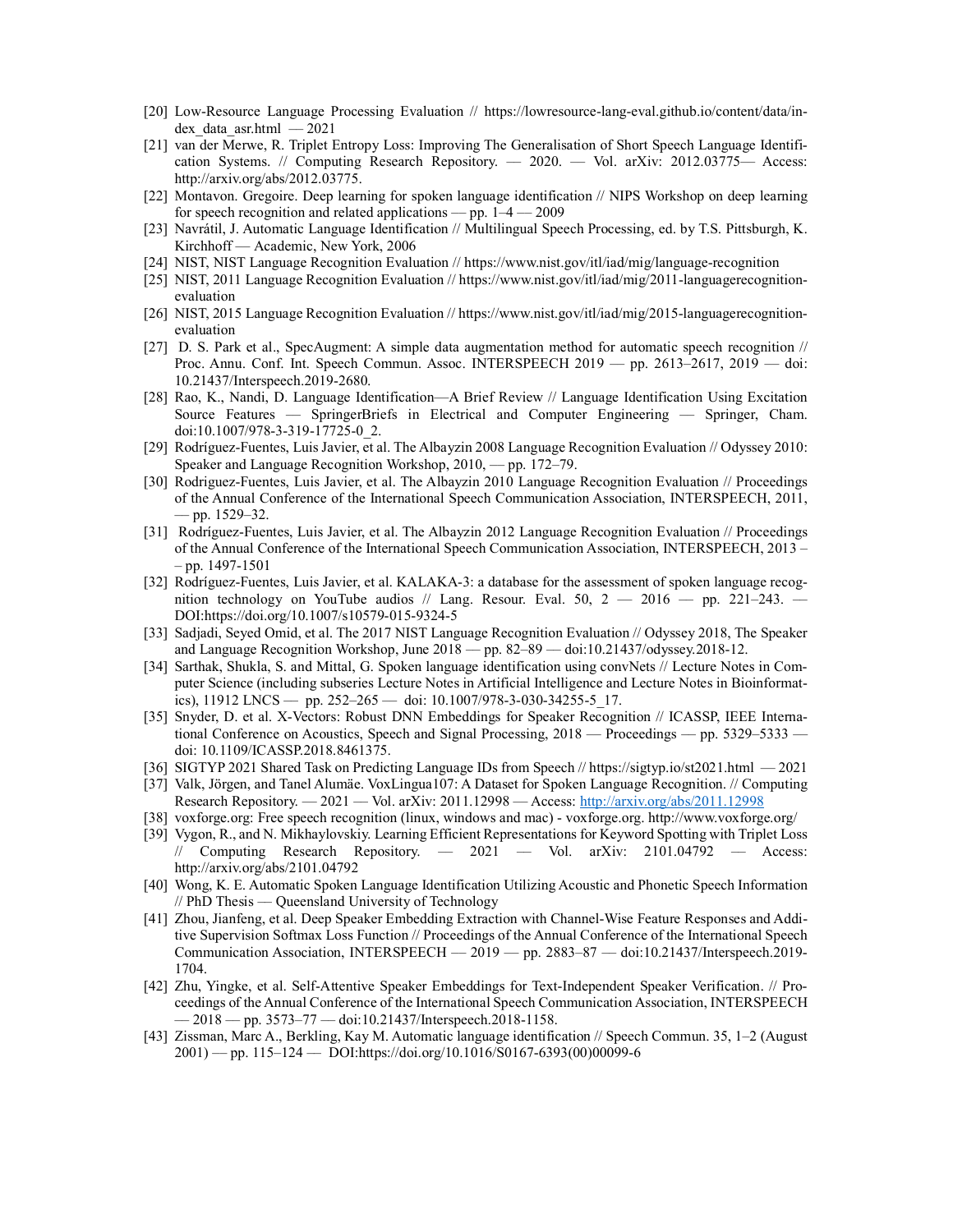[20] Low-Resource Language Processing Evaluation // https://lowresource-lang-eval.github.io/content/data/index_data_asr.html — 2021

[21] van der Merwe, R. Triplet Entropy Loss: Improving The Generalisation of Short Speech Language Identification Systems. // Computing Research Repository. — 2020. — Vol. arXiv: 2012.03775— Access: http://arxiv.org/abs/2012.03775.

[22] Montavon. Gregoire. Deep learning for spoken language identification // NIPS Workshop on deep learning for speech recognition and related applications — pp. 1–4 — 2009

[23] Navrátil, J. Automatic Language Identification // Multilingual Speech Processing, ed. by T.S. Pittsburgh, K. Kirchhoff — Academic, New York, 2006

[24] NIST, NIST Language Recognition Evaluation // https://www.nist.gov/itl/iad/mig/language-recognition

[25] NIST, 2011 Language Recognition Evaluation // https://www.nist.gov/itl/iad/mig/2011-languagerecognition-evaluation

[26] NIST, 2015 Language Recognition Evaluation // https://www.nist.gov/itl/iad/mig/2015-languagerecognition-evaluation

[27] D. S. Park et al., SpecAugment: A simple data augmentation method for automatic speech recognition // Proc. Annu. Conf. Int. Speech Commun. Assoc. INTERSPEECH 2019 — pp. 2613–2617, 2019 — doi: 10.21437/Interspeech.2019-2680.

[28] Rao, K., Nandi, D. Language Identification—A Brief Review // Language Identification Using Excitation Source Features — SpringerBriefs in Electrical and Computer Engineering — Springer, Cham. doi:10.1007/978-3-319-17725-0_2.

[29] Rodríguez-Fuentes, Luis Javier, et al. The Albayzin 2008 Language Recognition Evaluation // Odyssey 2010: Speaker and Language Recognition Workshop, 2010, — pp. 172–79.

[30] Rodriguez-Fuentes, Luis Javier, et al. The Albayzin 2010 Language Recognition Evaluation // Proceedings of the Annual Conference of the International Speech Communication Association, INTERSPEECH, 2011, — pp. 1529–32.

[31] Rodríguez-Fuentes, Luis Javier, et al. The Albayzin 2012 Language Recognition Evaluation // Proceedings of the Annual Conference of the International Speech Communication Association, INTERSPEECH, 2013 – – pp. 1497-1501

[32] Rodríguez-Fuentes, Luis Javier, et al. KALAKA-3: a database for the assessment of spoken language recognition technology on YouTube audios // Lang. Resour. Eval. 50, 2 — 2016 — pp. 221–243. — DOI:https://doi.org/10.1007/s10579-015-9324-5

[33] Sadjadi, Seyed Omid, et al. The 2017 NIST Language Recognition Evaluation // Odyssey 2018, The Speaker and Language Recognition Workshop, June 2018 — pp. 82–89 — doi:10.21437/odyssey.2018-12.

[34] Sarthak, Shukla, S. and Mittal, G. Spoken language identification using convNets // Lecture Notes in Computer Science (including subseries Lecture Notes in Artificial Intelligence and Lecture Notes in Bioinformatics), 11912 LNCS — pp. 252–265 — doi: 10.1007/978-3-030-34255-5_17.

[35] Snyder, D. et al. X-Vectors: Robust DNN Embeddings for Speaker Recognition // ICASSP, IEEE International Conference on Acoustics, Speech and Signal Processing, 2018 — Proceedings — pp. 5329–5333 — doi: 10.1109/ICASSP.2018.8461375.

[36] SIGTYP 2021 Shared Task on Predicting Language IDs from Speech // https://sigtyp.io/st2021.html — 2021

[37] Valk, Jörgen, and Tanel Alumäe. VoxLingua107: A Dataset for Spoken Language Recognition. // Computing Research Repository. — 2021 — Vol. arXiv: 2011.12998 — Access: http://arxiv.org/abs/2011.12998

[38] voxforge.org: Free speech recognition (linux, windows and mac) - voxforge.org. http://www.voxforge.org/

[39] Vygon, R., and N. Mikhaylovskiy. Learning Efficient Representations for Keyword Spotting with Triplet Loss // Computing Research Repository. — 2021 — Vol. arXiv: 2101.04792 — Access: http://arxiv.org/abs/2101.04792

[40] Wong, K. E. Automatic Spoken Language Identification Utilizing Acoustic and Phonetic Speech Information // PhD Thesis — Queensland University of Technology

[41] Zhou, Jianfeng, et al. Deep Speaker Embedding Extraction with Channel-Wise Feature Responses and Additive Supervision Softmax Loss Function // Proceedings of the Annual Conference of the International Speech Communication Association, INTERSPEECH — 2019 — pp. 2883–87 — doi:10.21437/Interspeech.2019-1704.

[42] Zhu, Yingke, et al. Self-Attentive Speaker Embeddings for Text-Independent Speaker Verification. // Proceedings of the Annual Conference of the International Speech Communication Association, INTERSPEECH — 2018 — pp. 3573–77 — doi:10.21437/Interspeech.2018-1158.

[43] Zissman, Marc A., Berkling, Kay M. Automatic language identification // Speech Commun. 35, 1–2 (August 2001) — pp. 115–124 — DOI:https://doi.org/10.1016/S0167-6393(00)00099-6